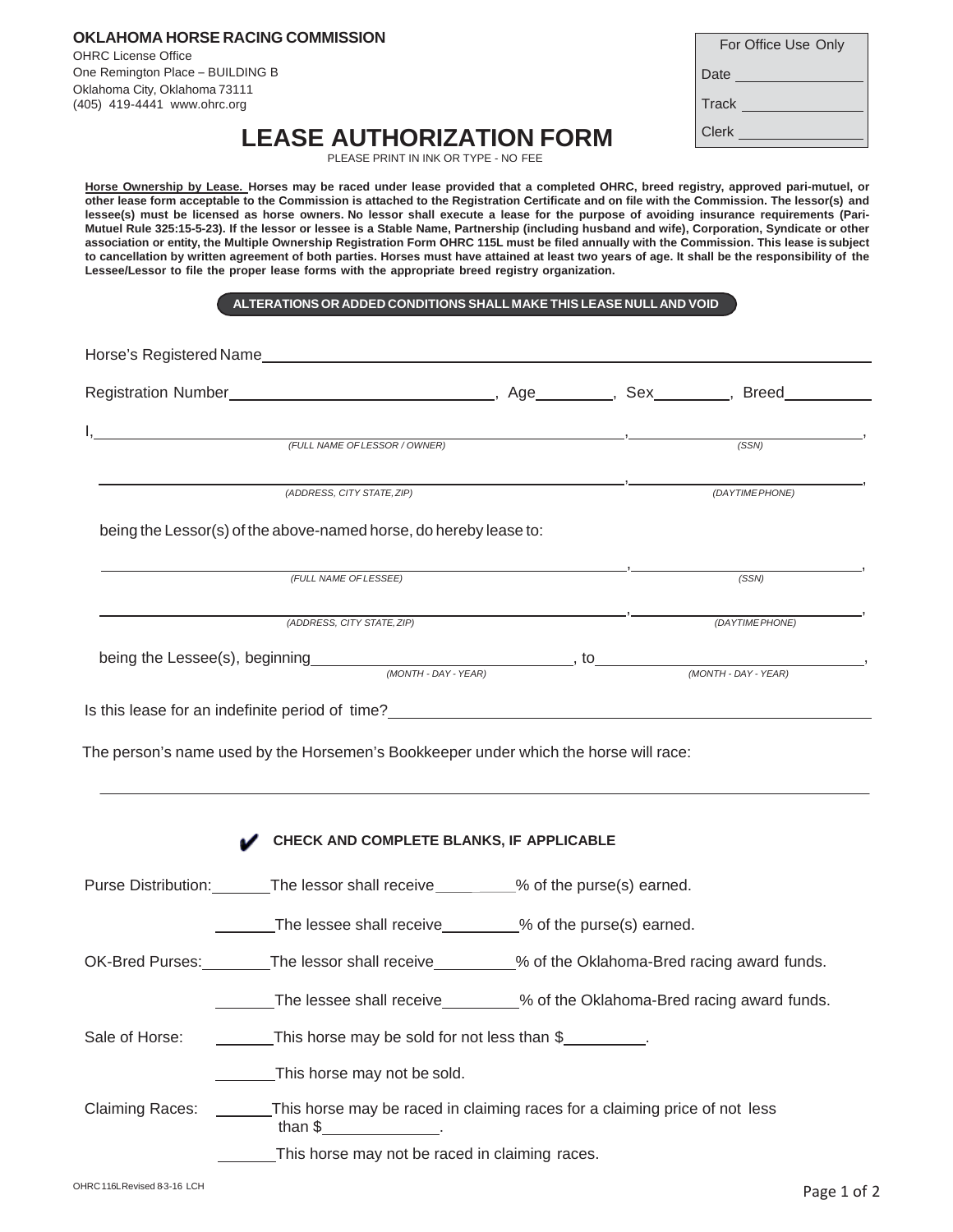**OKLAHOMA HORSE RACING COMMISSION**
OHRC License Office
One Remington Place – BUILDING B
Oklahoma City, Oklahoma 73111
(405) 419-4441 www.ohrc.org

| For Office Use Only |
|---|
| Date ________ |
| Track ________ |
| Clerk ________ |

# LEASE AUTHORIZATION FORM

PLEASE PRINT IN INK OR TYPE - NO FEE

**Horse Ownership by Lease. Horses may be raced under lease provided that a completed OHRC, breed registry, approved pari-mutuel, or other lease form acceptable to the Commission is attached to the Registration Certificate and on file with the Commission. The lessor(s) and lessee(s) must be licensed as horse owners. No lessor shall execute a lease for the purpose of avoiding insurance requirements (Pari-Mutuel Rule 325:15-5-23). If the lessor or lessee is a Stable Name, Partnership (including husband and wife), Corporation, Syndicate or other association or entity, the Multiple Ownership Registration Form OHRC 115L must be filed annually with the Commission. This lease is subject to cancellation by written agreement of both parties. Horses must have attained at least two years of age. It shall be the responsibility of the Lessee/Lessor to file the proper lease forms with the appropriate breed registry organization.**

**ALTERATIONS OR ADDED CONDITIONS SHALL MAKE THIS LEASE NULL AND VOID**

Horse's Registered Name ______________________________

Registration Number ______________________________, Age ________, Sex ________, Breed ________

I, ______________________________, ______________________________,
*(FULL NAME OF LESSOR / OWNER)* *(SSN)*

______________________________, ______________________________,
*(ADDRESS, CITY STATE, ZIP)* *(DAYTIME PHONE)*

being the Lessor(s) of the above-named horse, do hereby lease to:

______________________________, ______________________________,
*(FULL NAME OF LESSEE)* *(SSN)*

______________________________, ______________________________,
*(ADDRESS, CITY STATE, ZIP)* *(DAYTIME PHONE)*

being the Lessee(s), beginning ______________________________, to ______________________________,
*(MONTH - DAY - YEAR)* *(MONTH - DAY - YEAR)*

Is this lease for an indefinite period of time? ______________________________

The person's name used by the Horsemen's Bookkeeper under which the horse will race:

______________________________

✔ **CHECK AND COMPLETE BLANKS, IF APPLICABLE**

Purse Distribution: ______ The lessor shall receive ________ % of the purse(s) earned.

______ The lessee shall receive ________ % of the purse(s) earned.

OK-Bred Purses: ______ The lessor shall receive ________ % of the Oklahoma-Bred racing award funds.

______ The lessee shall receive ________ % of the Oklahoma-Bred racing award funds.

Sale of Horse: ______ This horse may be sold for not less than $________.

______ This horse may not be sold.

Claiming Races: ______ This horse may be raced in claiming races for a claiming price of not less than $____________.

______ This horse may not be raced in claiming races.

OHRC 116L Revised 8-3-16 LCH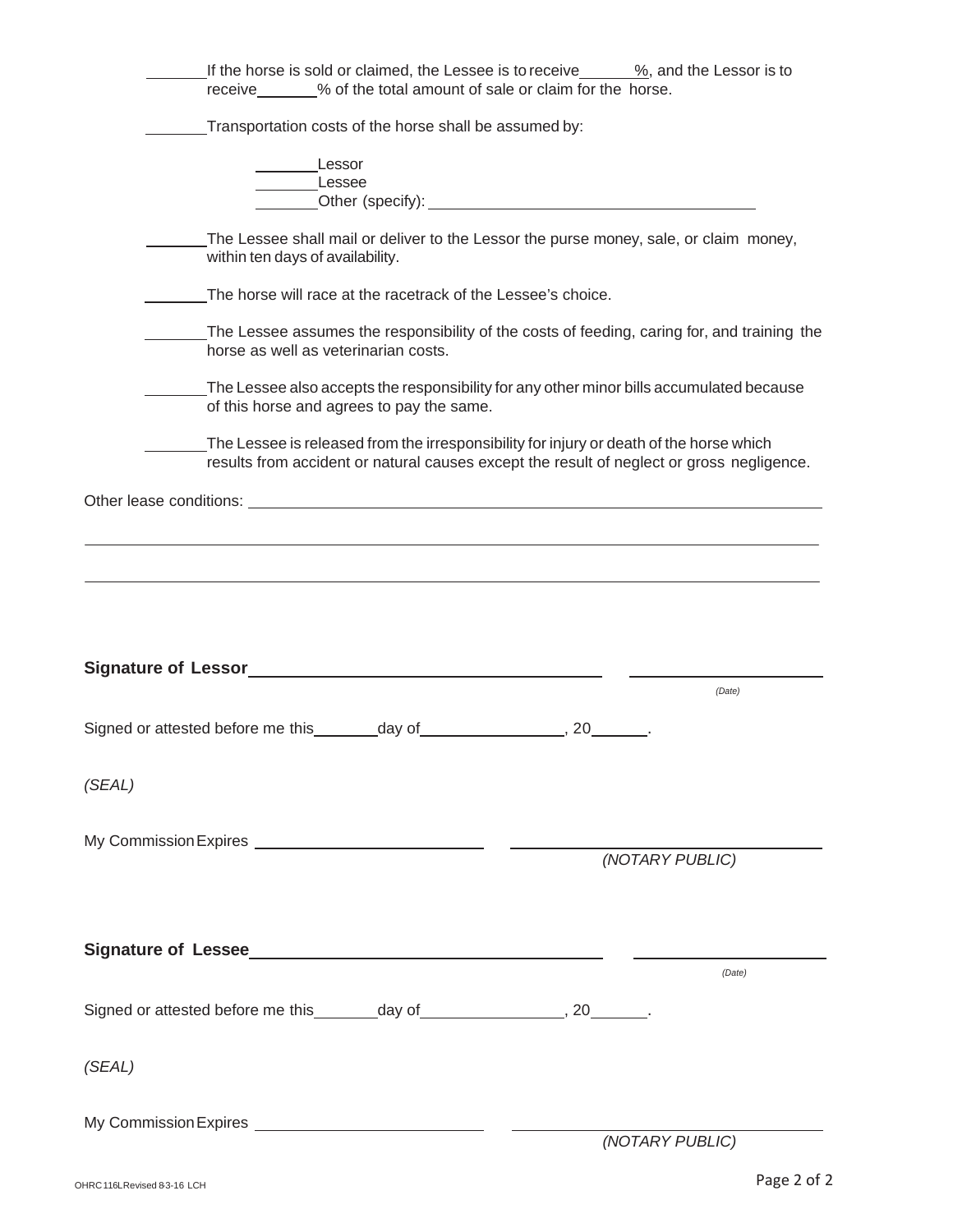_______ If the horse is sold or claimed, the Lessee is to receive _______%, and the Lessor is to receive _______% of the total amount of sale or claim for the horse.

_______ Transportation costs of the horse shall be assumed by:

- _______ Lessor
- _______ Lessee
- _______ Other (specify): _______________________________

_______ The Lessee shall mail or deliver to the Lessor the purse money, sale, or claim money, within ten days of availability.

_______ The horse will race at the racetrack of the Lessee's choice.

_______ The Lessee assumes the responsibility of the costs of feeding, caring for, and training the horse as well as veterinarian costs.

_______ The Lessee also accepts the responsibility for any other minor bills accumulated because of this horse and agrees to pay the same.

_______ The Lessee is released from the irresponsibility for injury or death of the horse which results from accident or natural causes except the result of neglect or gross negligence.

Other lease conditions: _______________________________________________

_______________________________________________________________

_______________________________________________________________

**Signature of Lessor** _______________________________ _______________
*(Date)*

Signed or attested before me this _______ day of _______________, 20_______.

*(SEAL)*

My Commission Expires _______________________ _______________________
*(NOTARY PUBLIC)*

**Signature of Lessee** _______________________________ _______________
*(Date)*

Signed or attested before me this _______ day of _______________, 20_______.

*(SEAL)*

My Commission Expires _______________________ _______________________
*(NOTARY PUBLIC)*

OHRC 116L Revised 8-3-16 LCH